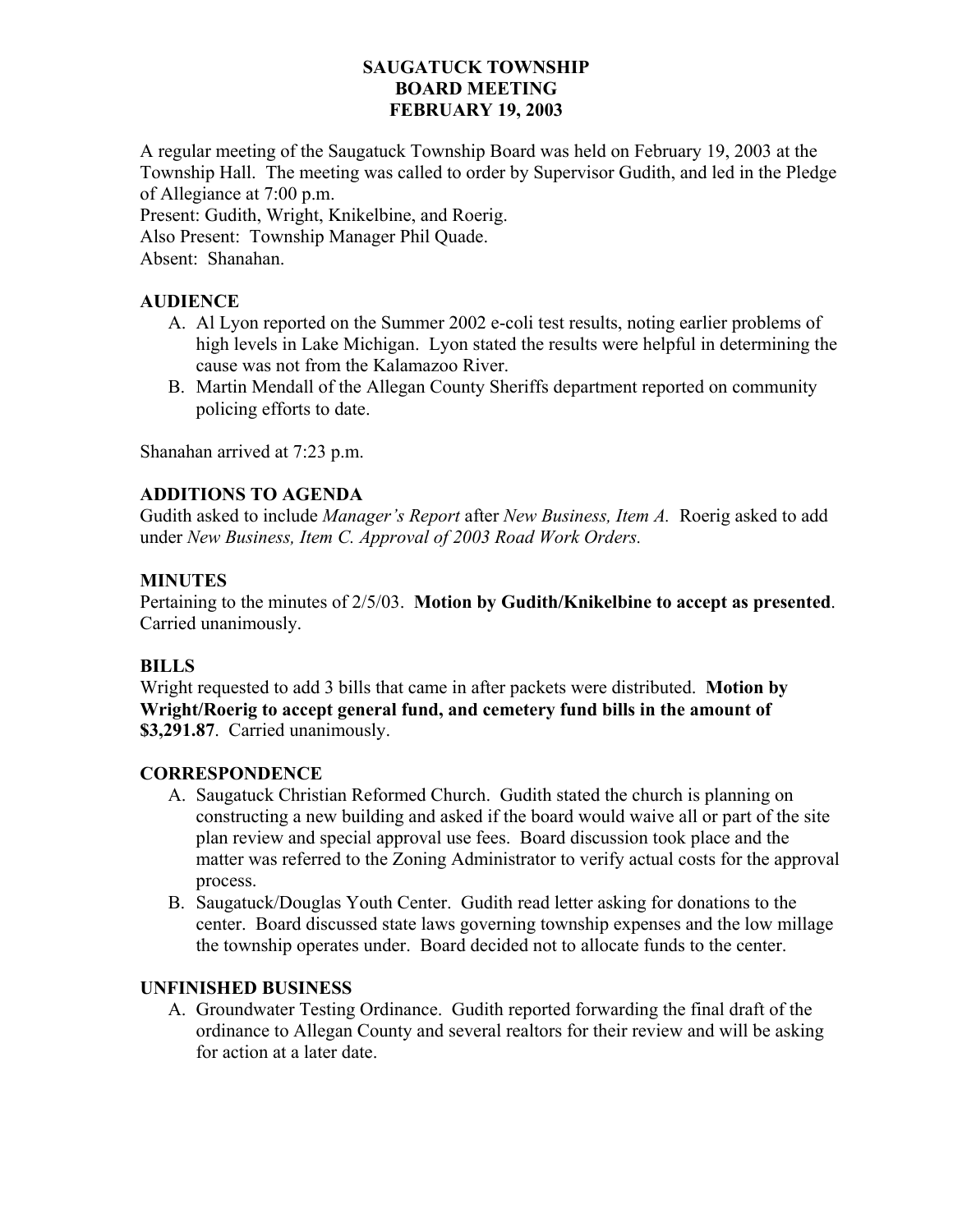# SAUGATUCK TOWNSHIP
# BOARD MEETING
# FEBRUARY 19, 2003

A regular meeting of the Saugatuck Township Board was held on February 19, 2003 at the Township Hall. The meeting was called to order by Supervisor Gudith, and led in the Pledge of Allegiance at 7:00 p.m.
Present: Gudith, Wright, Knikelbine, and Roerig.
Also Present: Township Manager Phil Quade.
Absent: Shanahan.

## AUDIENCE

A. Al Lyon reported on the Summer 2002 e-coli test results, noting earlier problems of high levels in Lake Michigan. Lyon stated the results were helpful in determining the cause was not from the Kalamazoo River.
B. Martin Mendall of the Allegan County Sheriffs department reported on community policing efforts to date.

Shanahan arrived at 7:23 p.m.

## ADDITIONS TO AGENDA

Gudith asked to include *Manager's Report* after *New Business, Item A.* Roerig asked to add under *New Business, Item C. Approval of 2003 Road Work Orders.*

## MINUTES

Pertaining to the minutes of 2/5/03. **Motion by Gudith/Knikelbine to accept as presented**. Carried unanimously.

## BILLS

Wright requested to add 3 bills that came in after packets were distributed. **Motion by Wright/Roerig to accept general fund, and cemetery fund bills in the amount of $3,291.87**. Carried unanimously.

## CORRESPONDENCE

A. Saugatuck Christian Reformed Church. Gudith stated the church is planning on constructing a new building and asked if the board would waive all or part of the site plan review and special approval use fees. Board discussion took place and the matter was referred to the Zoning Administrator to verify actual costs for the approval process.
B. Saugatuck/Douglas Youth Center. Gudith read letter asking for donations to the center. Board discussed state laws governing township expenses and the low millage the township operates under. Board decided not to allocate funds to the center.

## UNFINISHED BUSINESS

A. Groundwater Testing Ordinance. Gudith reported forwarding the final draft of the ordinance to Allegan County and several realtors for their review and will be asking for action at a later date.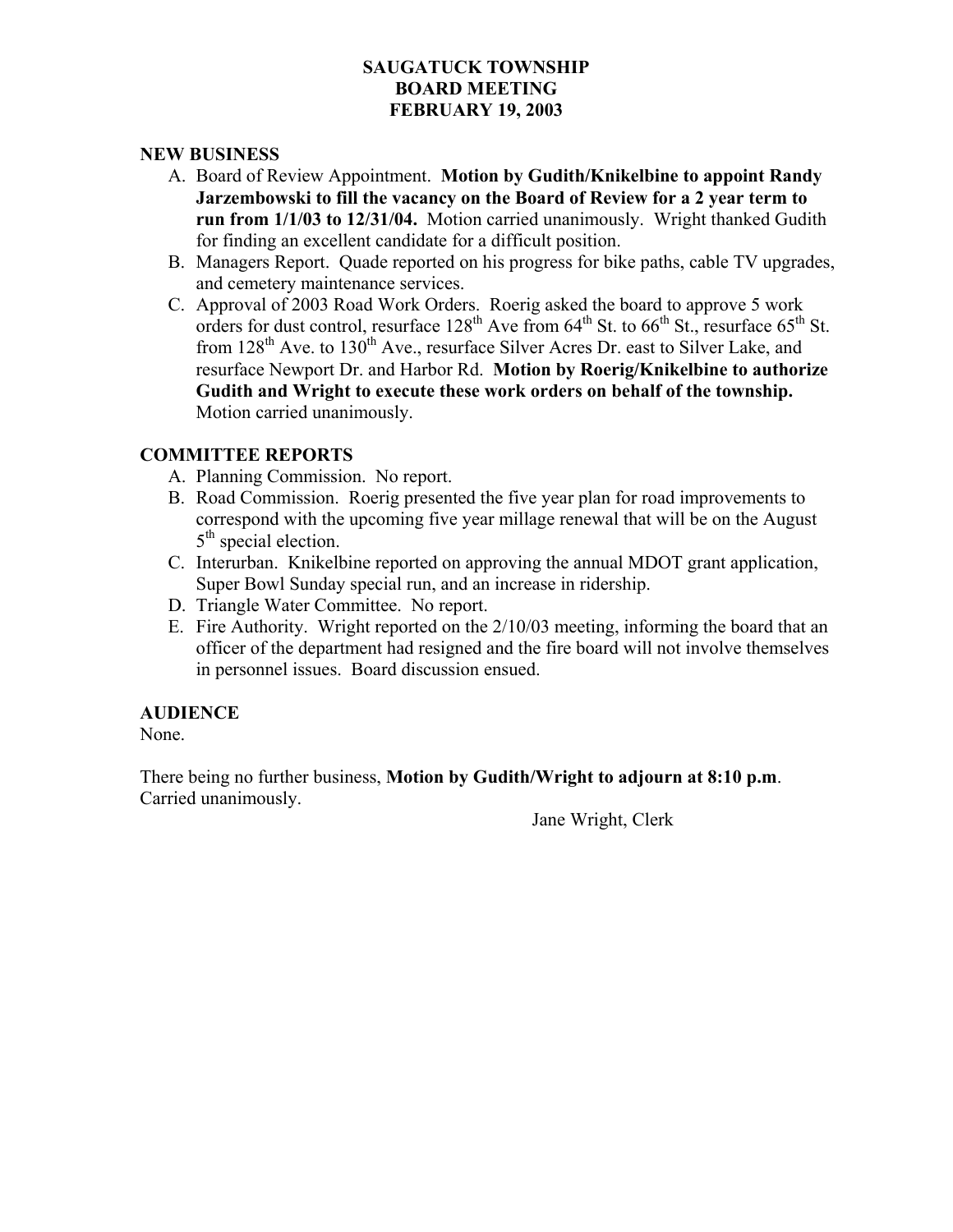# SAUGATUCK TOWNSHIP
# BOARD MEETING
# FEBRUARY 19, 2003

## NEW BUSINESS

A. Board of Review Appointment. **Motion by Gudith/Knikelbine to appoint Randy Jarzembowski to fill the vacancy on the Board of Review for a 2 year term to run from 1/1/03 to 12/31/04.** Motion carried unanimously. Wright thanked Gudith for finding an excellent candidate for a difficult position.

B. Managers Report. Quade reported on his progress for bike paths, cable TV upgrades, and cemetery maintenance services.

C. Approval of 2003 Road Work Orders. Roerig asked the board to approve 5 work orders for dust control, resurface 128th Ave from 64th St. to 66th St., resurface 65th St. from 128th Ave. to 130th Ave., resurface Silver Acres Dr. east to Silver Lake, and resurface Newport Dr. and Harbor Rd. **Motion by Roerig/Knikelbine to authorize Gudith and Wright to execute these work orders on behalf of the township.** Motion carried unanimously.

## COMMITTEE REPORTS

A. Planning Commission. No report.

B. Road Commission. Roerig presented the five year plan for road improvements to correspond with the upcoming five year millage renewal that will be on the August 5th special election.

C. Interurban. Knikelbine reported on approving the annual MDOT grant application, Super Bowl Sunday special run, and an increase in ridership.

D. Triangle Water Committee. No report.

E. Fire Authority. Wright reported on the 2/10/03 meeting, informing the board that an officer of the department had resigned and the fire board will not involve themselves in personnel issues. Board discussion ensued.

## AUDIENCE

None.

There being no further business, **Motion by Gudith/Wright to adjourn at 8:10 p.m**. Carried unanimously.

Jane Wright, Clerk